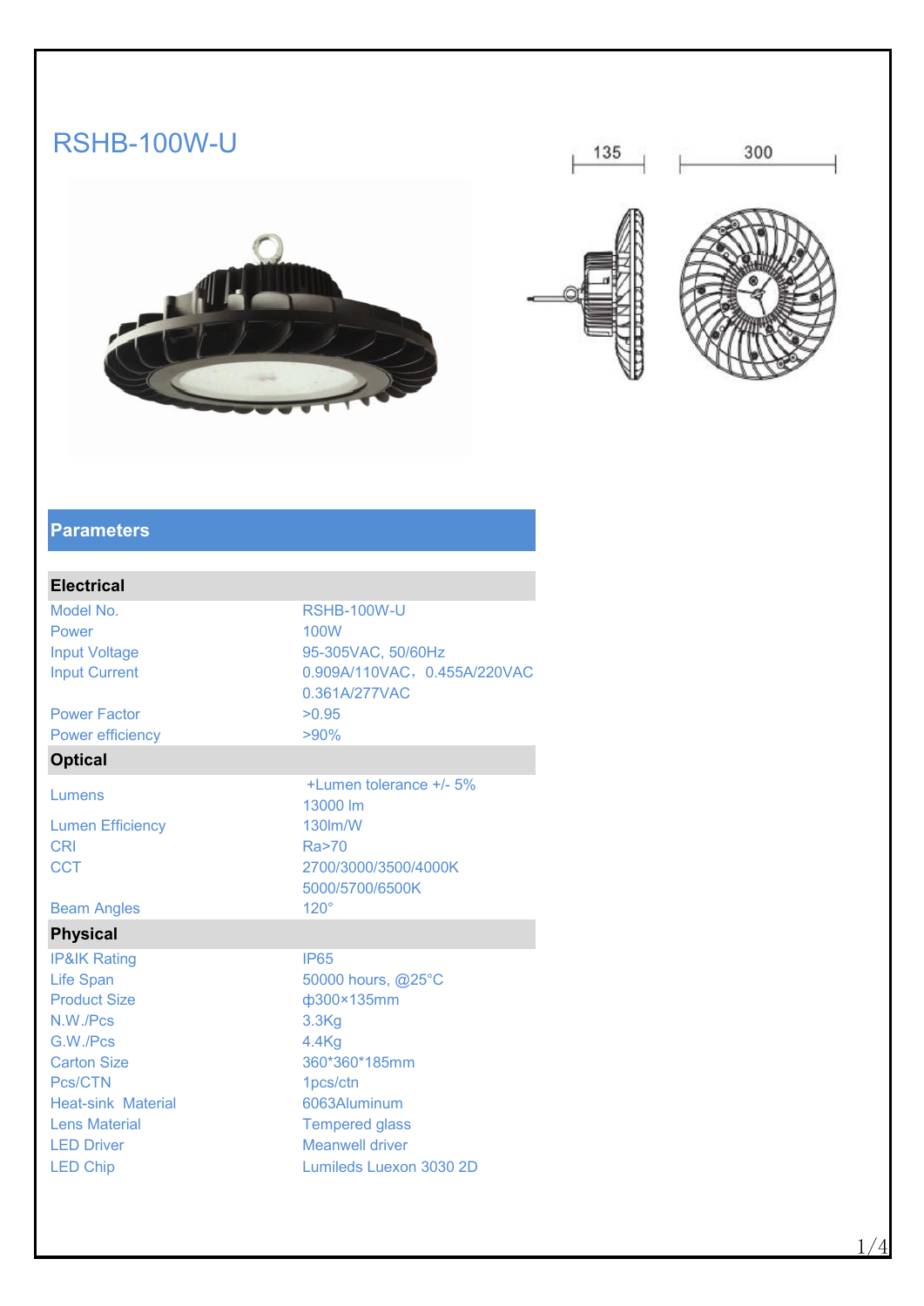# RSHB-100W-U

135 300

## Parameters

| Electrical | |
|---|---|
| Model No. | RSHB-100W-U |
| Power | 100W |
| Input Voltage | 95-305VAC, 50/60Hz |
| Input Current | 0.909A/110VAC，0.455A/220VAC 0.361A/277VAC |
| Power Factor | >0.95 |
| Power efficiency | >90% |
| **Optical** | |
| Lumens | +Lumen tolerance +/- 5% 13000 lm |
| Lumen Efficiency | 130lm/W |
| CRI | Ra>70 |
| CCT | 2700/3000/3500/4000K 5000/5700/6500K |
| Beam Angles | 120° |
| **Physical** | |
| IP&IK Rating | IP65 |
| Life Span | 50000 hours, @25°C |
| Product Size | ф300×135mm |
| N.W./Pcs | 3.3Kg |
| G.W./Pcs | 4.4Kg |
| Carton Size | 360*360*185mm |
| Pcs/CTN | 1pcs/ctn |
| Heat-sink Material | 6063Aluminum |
| Lens Material | Tempered glass |
| LED Driver | Meanwell driver |
| LED Chip | Lumileds Luexon 3030 2D |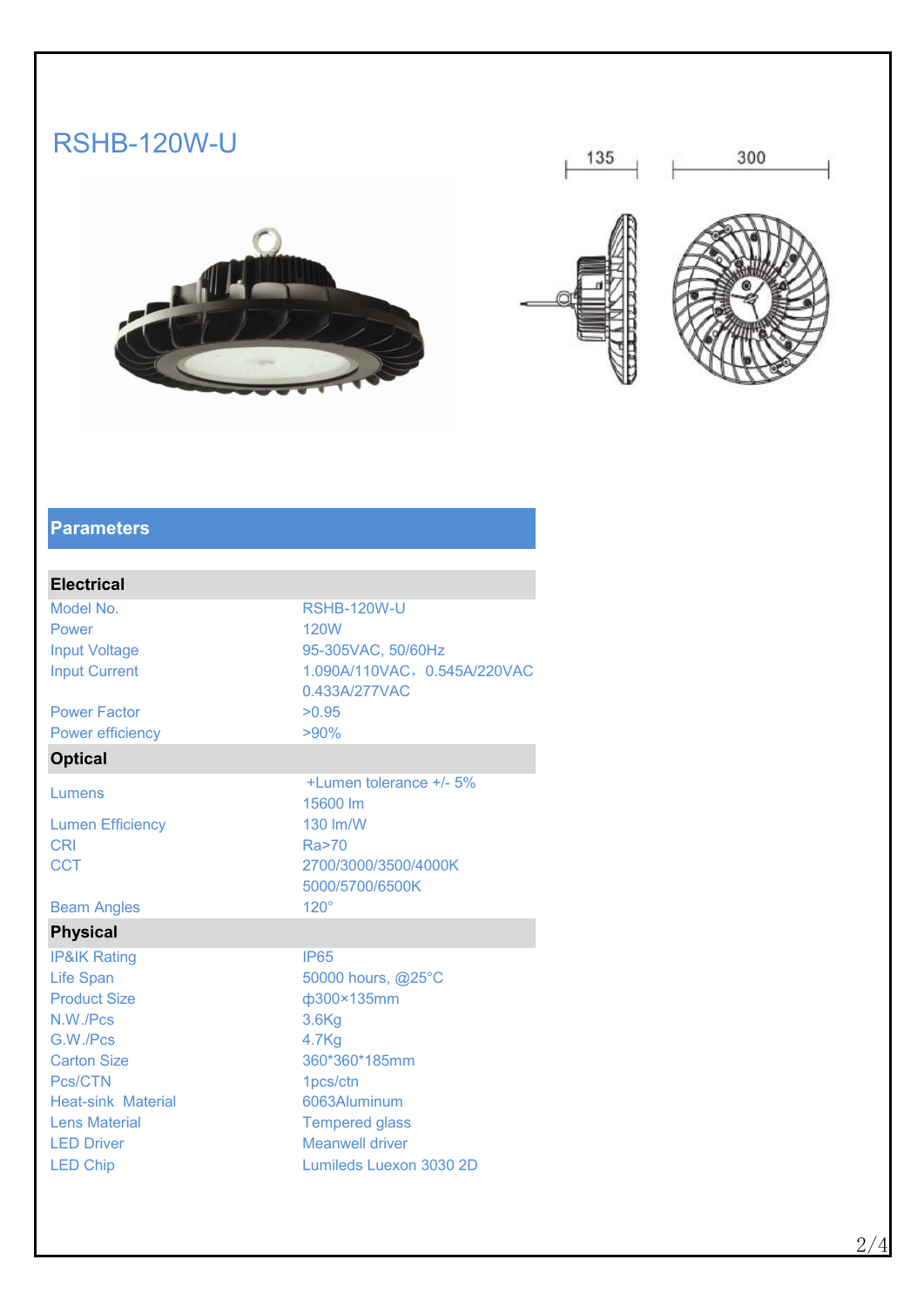# RSHB-120W-U

135 300

## Parameters

| Electrical | |
|---|---|
| Model No. | RSHB-120W-U |
| Power | 120W |
| Input Voltage | 95-305VAC, 50/60Hz |
| Input Current | 1.090A/110VAC，0.545A/220VAC 0.433A/277VAC |
| Power Factor | >0.95 |
| Power efficiency | >90% |
| **Optical** | |
| Lumens | +Lumen tolerance +/- 5% 15600 lm |
| Lumen Efficiency | 130 lm/W |
| CRI | Ra>70 |
| CCT | 2700/3000/3500/4000K 5000/5700/6500K |
| Beam Angles | 120° |
| **Physical** | |
| IP&IK Rating | IP65 |
| Life Span | 50000 hours, @25°C |
| Product Size | ф300×135mm |
| N.W./Pcs | 3.6Kg |
| G.W./Pcs | 4.7Kg |
| Carton Size | 360*360*185mm |
| Pcs/CTN | 1pcs/ctn |
| Heat-sink Material | 6063Aluminum |
| Lens Material | Tempered glass |
| LED Driver | Meanwell driver |
| LED Chip | Lumileds Luexon 3030 2D |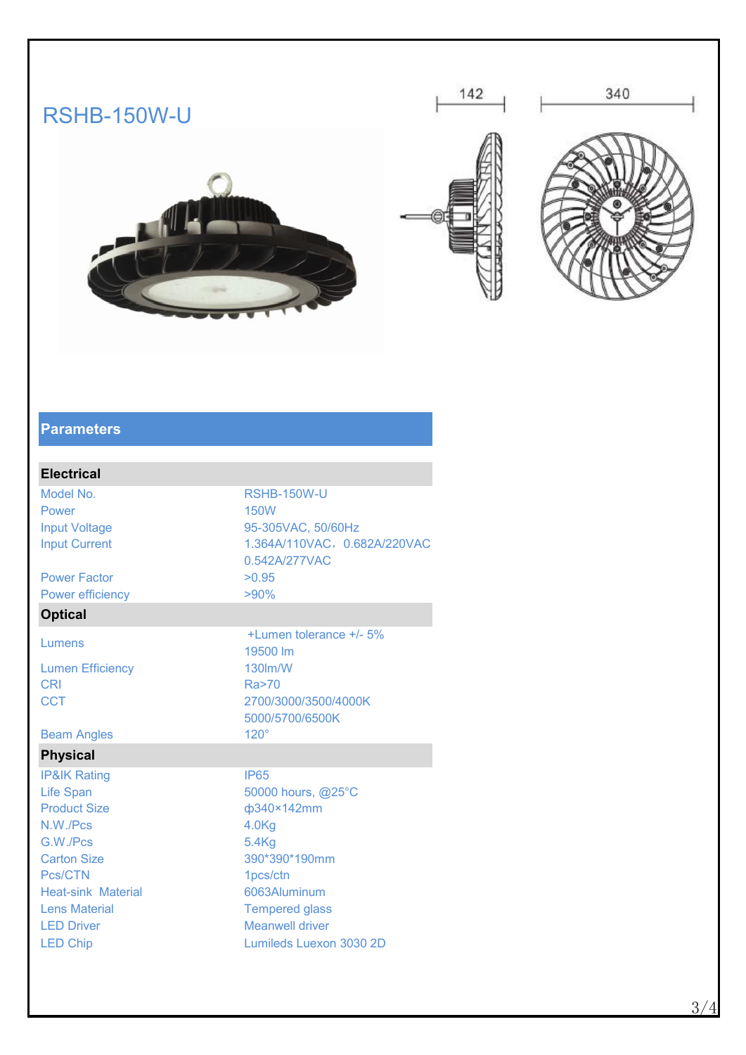# RSHB-150W-U

142 340

## Parameters

| Electrical | |
|---|---|
| Model No. | RSHB-150W-U |
| Power | 150W |
| Input Voltage | 95-305VAC, 50/60Hz |
| Input Current | 1.364A/110VAC，0.682A/220VAC 0.542A/277VAC |
| Power Factor | >0.95 |
| Power efficiency | >90% |
| **Optical** | |
| Lumens | +Lumen tolerance +/- 5% 19500 lm |
| Lumen Efficiency | 130lm/W |
| CRI | Ra>70 |
| CCT | 2700/3000/3500/4000K 5000/5700/6500K |
| Beam Angles | 120° |
| **Physical** | |
| IP&IK Rating | IP65 |
| Life Span | 50000 hours, @25°C |
| Product Size | ф340×142mm |
| N.W./Pcs | 4.0Kg |
| G.W./Pcs | 5.4Kg |
| Carton Size | 390*390*190mm |
| Pcs/CTN | 1pcs/ctn |
| Heat-sink Material | 6063Aluminum |
| Lens Material | Tempered glass |
| LED Driver | Meanwell driver |
| LED Chip | Lumileds Luexon 3030 2D |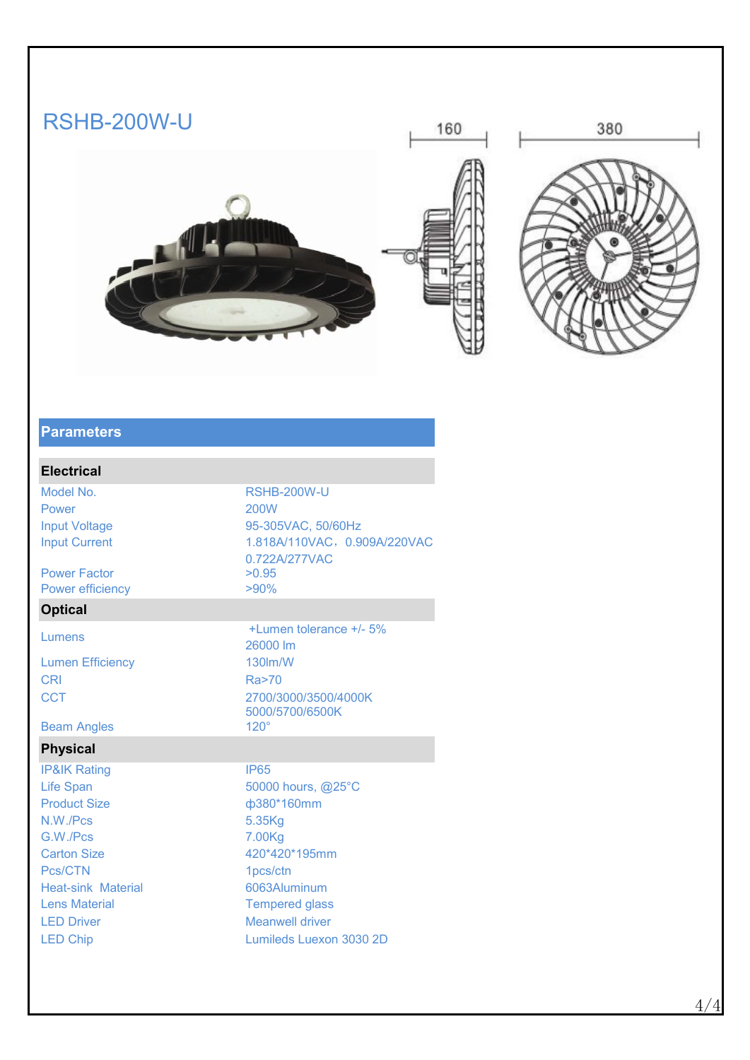# RSHB-200W-U

160

380

## Parameters

| | |
|---|---|
| **Electrical** | |
| Model No. | RSHB-200W-U |
| Power | 200W |
| Input Voltage | 95-305VAC, 50/60Hz |
| Input Current | 1.818A/110VAC，0.909A/220VAC 0.722A/277VAC |
| Power Factor | >0.95 |
| Power efficiency | >90% |
| **Optical** | |
| Lumens | +Lumen tolerance +/- 5% 26000 lm |
| Lumen Efficiency | 130lm/W |
| CRI | Ra>70 |
| CCT | 2700/3000/3500/4000K 5000/5700/6500K |
| Beam Angles | 120° |
| **Physical** | |
| IP&IK Rating | IP65 |
| Life Span | 50000 hours, @25°C |
| Product Size | ф380*160mm |
| N.W./Pcs | 5.35Kg |
| G.W./Pcs | 7.00Kg |
| Carton Size | 420*420*195mm |
| Pcs/CTN | 1pcs/ctn |
| Heat-sink Material | 6063Aluminum |
| Lens Material | Tempered glass |
| LED Driver | Meanwell driver |
| LED Chip | Lumileds Luexon 3030 2D |